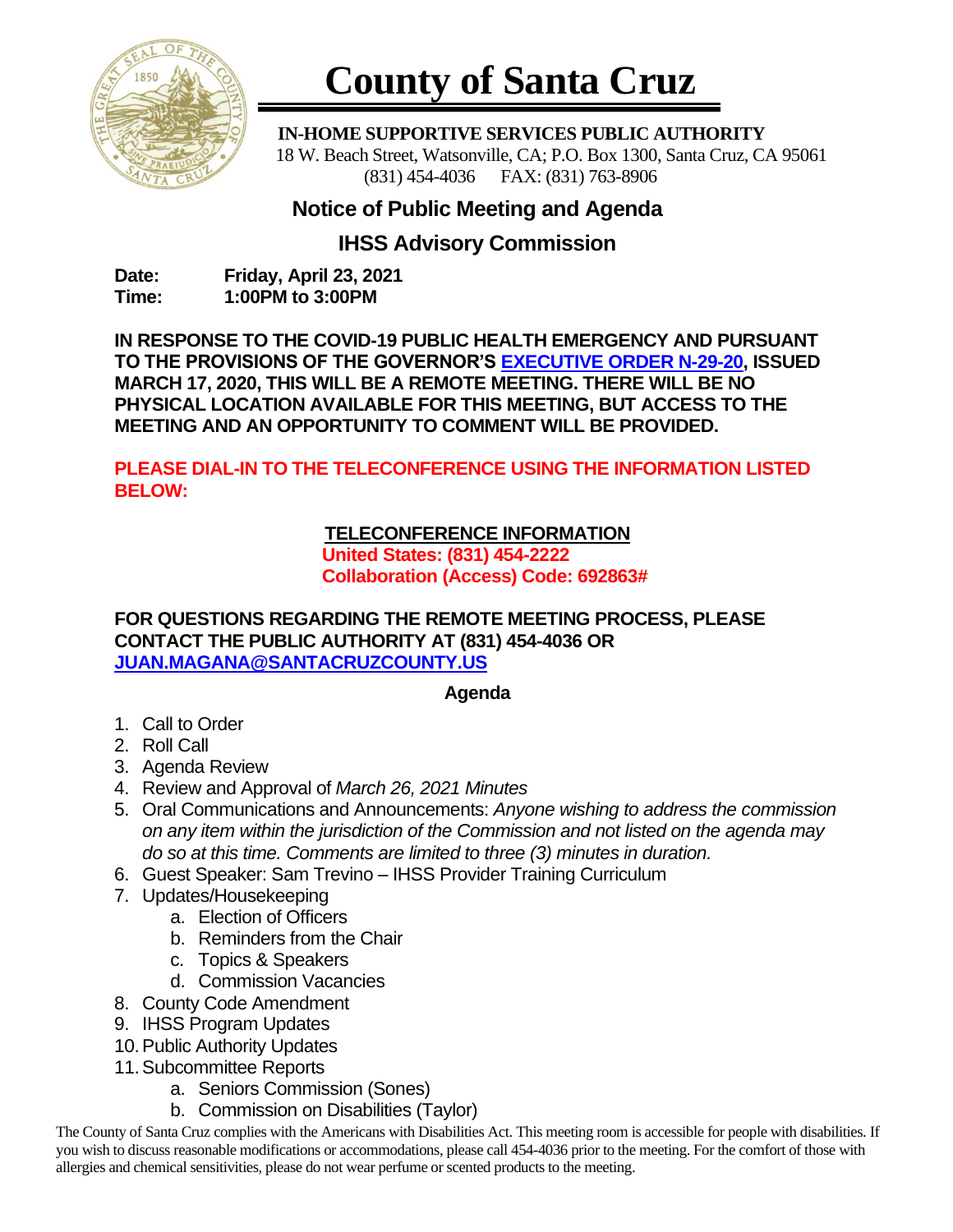# County of Santa Cruz

**IN-HOME SUPPORTIVE SERVICES PUBLIC AUTHORITY**
18 W. Beach Street, Watsonville, CA; P.O. Box 1300, Santa Cruz, CA 95061
(831) 454-4036 FAX: (831) 763-8906

## Notice of Public Meeting and Agenda

## IHSS Advisory Commission

**Date:** **Friday, April 23, 2021**
**Time:** **1:00PM to 3:00PM**

**IN RESPONSE TO THE COVID-19 PUBLIC HEALTH EMERGENCY AND PURSUANT TO THE PROVISIONS OF THE GOVERNOR'S EXECUTIVE ORDER N-29-20, ISSUED MARCH 17, 2020, THIS WILL BE A REMOTE MEETING. THERE WILL BE NO PHYSICAL LOCATION AVAILABLE FOR THIS MEETING, BUT ACCESS TO THE MEETING AND AN OPPORTUNITY TO COMMENT WILL BE PROVIDED.**

**PLEASE DIAL-IN TO THE TELECONFERENCE USING THE INFORMATION LISTED BELOW:**

**TELECONFERENCE INFORMATION**
**United States: (831) 454-2222**
**Collaboration (Access) Code: 692863#**

**FOR QUESTIONS REGARDING THE REMOTE MEETING PROCESS, PLEASE CONTACT THE PUBLIC AUTHORITY AT (831) 454-4036 OR JUAN.MAGANA@SANTACRUZCOUNTY.US**

**Agenda**

1. Call to Order
2. Roll Call
3. Agenda Review
4. Review and Approval of *March 26, 2021 Minutes*
5. Oral Communications and Announcements: *Anyone wishing to address the commission on any item within the jurisdiction of the Commission and not listed on the agenda may do so at this time. Comments are limited to three (3) minutes in duration.*
6. Guest Speaker: Sam Trevino – IHSS Provider Training Curriculum
7. Updates/Housekeeping
   a. Election of Officers
   b. Reminders from the Chair
   c. Topics & Speakers
   d. Commission Vacancies
8. County Code Amendment
9. IHSS Program Updates
10. Public Authority Updates
11. Subcommittee Reports
    a. Seniors Commission (Sones)
    b. Commission on Disabilities (Taylor)

The County of Santa Cruz complies with the Americans with Disabilities Act. This meeting room is accessible for people with disabilities. If you wish to discuss reasonable modifications or accommodations, please call 454-4036 prior to the meeting. For the comfort of those with allergies and chemical sensitivities, please do not wear perfume or scented products to the meeting.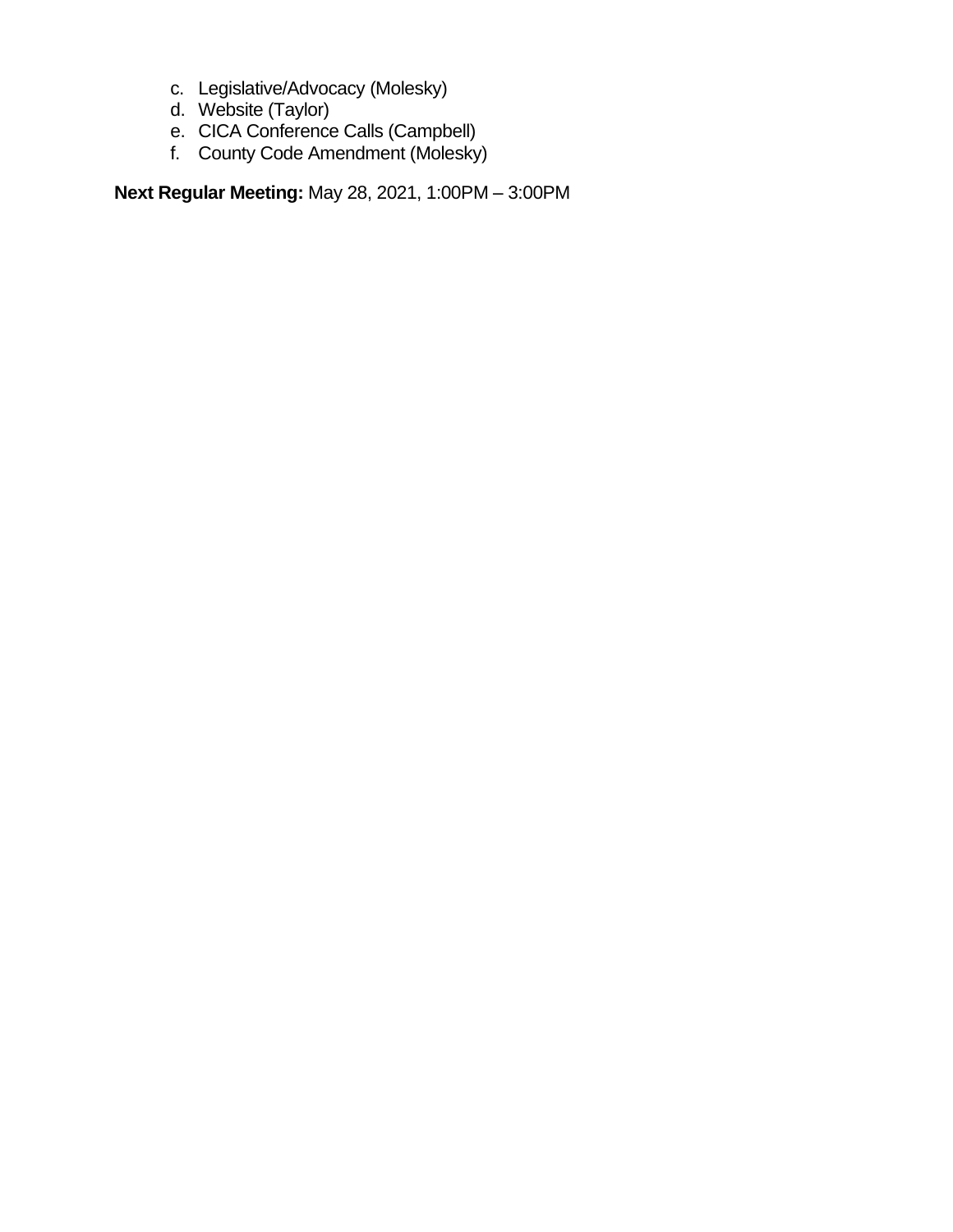c. Legislative/Advocacy (Molesky)
d. Website (Taylor)
e. CICA Conference Calls (Campbell)
f. County Code Amendment (Molesky)

**Next Regular Meeting:** May 28, 2021, 1:00PM – 3:00PM